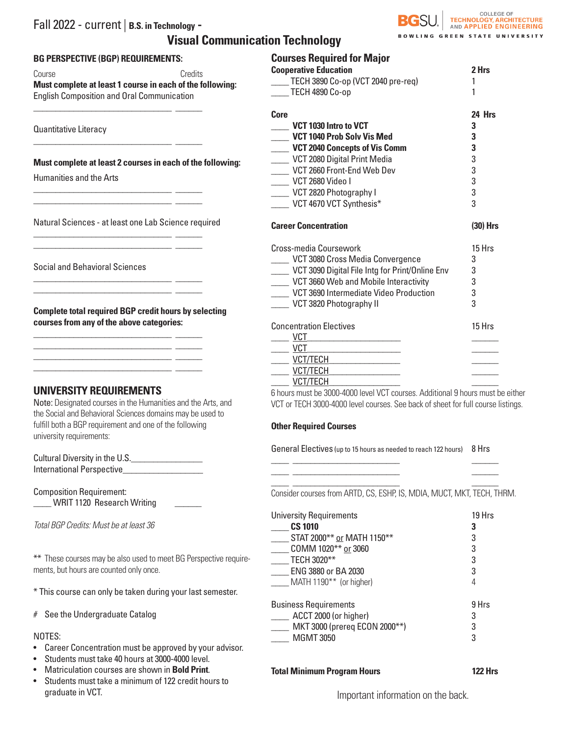# Fall 2022 - current | B.S. in Technology - Visual Communication Technology

BGSU | COLLEGE OF TECHNOLOGY, ARCHITECTURE AND APPLIED ENGINEERING
BOWLING GREEN STATE UNIVERSITY

## BG PERSPECTIVE (BGP) REQUIREMENTS:

Course | Credits

**Must complete at least 1 course in each of the following:**

English Composition and Oral Communication

______________________________ ______

Quantitative Literacy

______________________________ ______

**Must complete at least 2 courses in each of the following:**

Humanities and the Arts

______________________________ ______
______________________________ ______

Natural Sciences - at least one Lab Science required

______________________________ ______
______________________________ ______

Social and Behavioral Sciences

______________________________ ______
______________________________ ______

**Complete total required BGP credit hours by selecting courses from any of the above categories:**

______________________________ ______
______________________________ ______
______________________________ ______
______________________________ ______

## UNIVERSITY REQUIREMENTS

Note: Designated courses in the Humanities and the Arts, and the Social and Behavioral Sciences domains may be used to fulfill both a BGP requirement and one of the following university requirements:

Cultural Diversity in the U.S.________________
International Perspective_________________

Composition Requirement:
____ WRIT 1120 Research Writing ______

*Total BGP Credits: Must be at least 36*

** These courses may be also used to meet BG Perspective requirements, but hours are counted only once.

* This course can only be taken during your last semester.

# See the Undergraduate Catalog

NOTES:

- Career Concentration must be approved by your advisor.
- Students must take 40 hours at 3000-4000 level.
- Matriculation courses are shown in **Bold Print**.
- Students must take a minimum of 122 credit hours to graduate in VCT.

## Courses Required for Major

| | |
|---|---|
| **Cooperative Education** | **2 Hrs** |
| ____ TECH 3890 Co-op (VCT 2040 pre-req) | 1 |
| ____ TECH 4890 Co-op | 1 |
| **Core** | **24 Hrs** |
| ____ **VCT 1030 Intro to VCT** | **3** |
| ____ **VCT 1040 Prob Solv Vis Med** | **3** |
| ____ **VCT 2040 Concepts of Vis Comm** | **3** |
| ____ VCT 2080 Digital Print Media | 3 |
| ____ VCT 2660 Front-End Web Dev | 3 |
| ____ VCT 2680 Video I | 3 |
| ____ VCT 2820 Photography I | 3 |
| ____ VCT 4670 VCT Synthesis* | 3 |
| **Career Concentration** | **(30) Hrs** |
| Cross-media Coursework | 15 Hrs |
| ____ VCT 3080 Cross Media Convergence | 3 |
| ____ VCT 3090 Digital File Intg for Print/Online Env | 3 |
| ____ VCT 3660 Web and Mobile Interactivity | 3 |
| ____ VCT 3690 Intermediate Video Production | 3 |
| ____ VCT 3820 Photography II | 3 |
| Concentration Electives | 15 Hrs |
| ____ VCT____________________ | ______ |
| ____ VCT____________________ | ______ |
| ____ VCT/TECH________________ | ______ |
| ____ VCT/TECH________________ | ______ |
| ____ VCT/TECH________________ | ______ |

6 hours must be 3000-4000 level VCT courses. Additional 9 hours must be either VCT or TECH 3000-4000 level courses. See back of sheet for full course listings.

**Other Required Courses**

| | |
|---|---|
| General Electives (up to 15 hours as needed to reach 122 hours) | 8 Hrs |
| ____ ______________________ | ______ |
| ____ ______________________ | ______ |
| ____ ______________________ | ______ |

Consider courses from ARTD, CS, ESHP, IS, MDIA, MUCT, MKT, TECH, THRM.

| | |
|---|---|
| University Requirements | 19 Hrs |
| ____ **CS 1010** | **3** |
| ____ STAT 2000** or MATH 1150** | 3 |
| ____ COMM 1020** or 3060 | 3 |
| ____ TECH 3020** | 3 |
| ____ ENG 3880 or BA 2030 | 3 |
| ____ MATH 1190** (or higher) | 4 |
| Business Requirements | 9 Hrs |
| ____ ACCT 2000 (or higher) | 3 |
| ____ MKT 3000 (prereq ECON 2000**) | 3 |
| ____ MGMT 3050 | 3 |
| **Total Minimum Program Hours** | **122 Hrs** |

Important information on the back.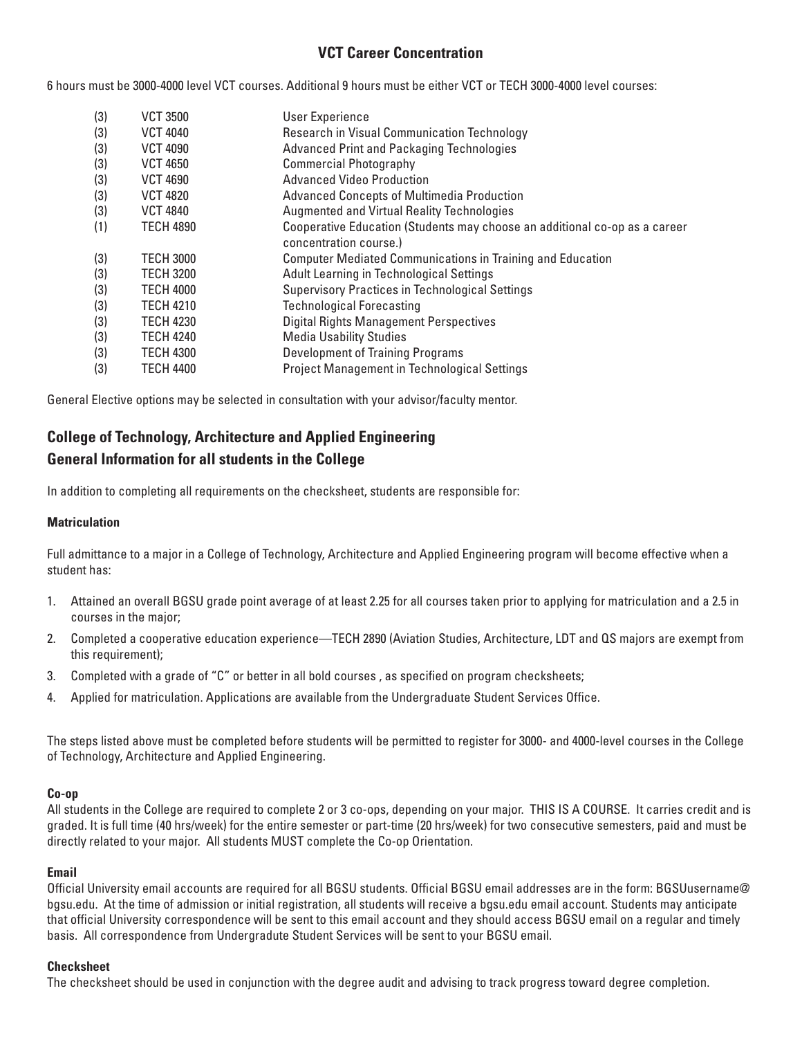## VCT Career Concentration

6 hours must be 3000-4000 level VCT courses. Additional 9 hours must be either VCT or TECH 3000-4000 level courses:

| | | |
|---|---|---|
| (3) | VCT 3500 | User Experience |
| (3) | VCT 4040 | Research in Visual Communication Technology |
| (3) | VCT 4090 | Advanced Print and Packaging Technologies |
| (3) | VCT 4650 | Commercial Photography |
| (3) | VCT 4690 | Advanced Video Production |
| (3) | VCT 4820 | Advanced Concepts of Multimedia Production |
| (3) | VCT 4840 | Augmented and Virtual Reality Technologies |
| (1) | TECH 4890 | Cooperative Education (Students may choose an additional co-op as a career concentration course.) |
| (3) | TECH 3000 | Computer Mediated Communications in Training and Education |
| (3) | TECH 3200 | Adult Learning in Technological Settings |
| (3) | TECH 4000 | Supervisory Practices in Technological Settings |
| (3) | TECH 4210 | Technological Forecasting |
| (3) | TECH 4230 | Digital Rights Management Perspectives |
| (3) | TECH 4240 | Media Usability Studies |
| (3) | TECH 4300 | Development of Training Programs |
| (3) | TECH 4400 | Project Management in Technological Settings |

General Elective options may be selected in consultation with your advisor/faculty mentor.

## College of Technology, Architecture and Applied Engineering
## General Information for all students in the College

In addition to completing all requirements on the checksheet, students are responsible for:

#### Matriculation

Full admittance to a major in a College of Technology, Architecture and Applied Engineering program will become effective when a student has:

1. Attained an overall BGSU grade point average of at least 2.25 for all courses taken prior to applying for matriculation and a 2.5 in courses in the major;
2. Completed a cooperative education experience—TECH 2890 (Aviation Studies, Architecture, LDT and QS majors are exempt from this requirement);
3. Completed with a grade of "C" or better in all bold courses , as specified on program checksheets;
4. Applied for matriculation. Applications are available from the Undergraduate Student Services Office.

The steps listed above must be completed before students will be permitted to register for 3000- and 4000-level courses in the College of Technology, Architecture and Applied Engineering.

#### Co-op

All students in the College are required to complete 2 or 3 co-ops, depending on your major. THIS IS A COURSE. It carries credit and is graded. It is full time (40 hrs/week) for the entire semester or part-time (20 hrs/week) for two consecutive semesters, paid and must be directly related to your major. All students MUST complete the Co-op Orientation.

#### Email

Official University email accounts are required for all BGSU students. Official BGSU email addresses are in the form: BGSUusername@bgsu.edu. At the time of admission or initial registration, all students will receive a bgsu.edu email account. Students may anticipate that official University correspondence will be sent to this email account and they should access BGSU email on a regular and timely basis. All correspondence from Undergradute Student Services will be sent to your BGSU email.

#### Checksheet

The checksheet should be used in conjunction with the degree audit and advising to track progress toward degree completion.